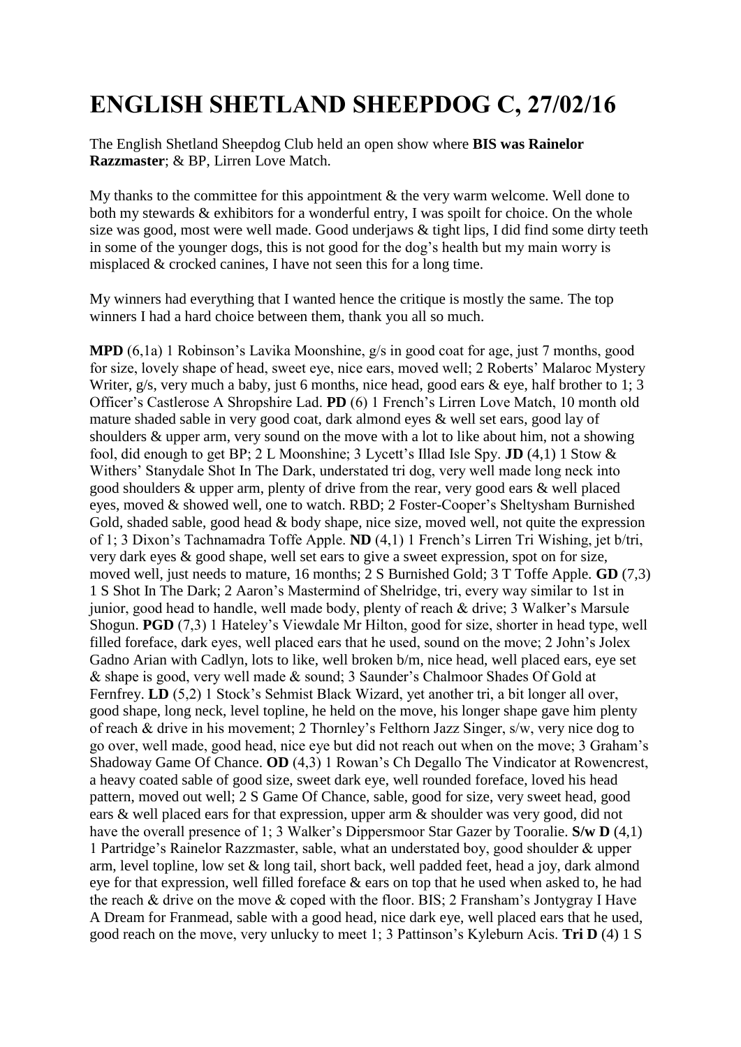# ENGLISH SHETLAND SHEEPDOG C, 27/02/16

The English Shetland Sheepdog Club held an open show where **BIS was Rainelor Razzmaster**; & BP, Lirren Love Match.

My thanks to the committee for this appointment & the very warm welcome. Well done to both my stewards & exhibitors for a wonderful entry, I was spoilt for choice. On the whole size was good, most were well made. Good underjaws & tight lips, I did find some dirty teeth in some of the younger dogs, this is not good for the dog's health but my main worry is misplaced & crocked canines, I have not seen this for a long time.

My winners had everything that I wanted hence the critique is mostly the same. The top winners I had a hard choice between them, thank you all so much.

**MPD** (6,1a) 1 Robinson's Lavika Moonshine, g/s in good coat for age, just 7 months, good for size, lovely shape of head, sweet eye, nice ears, moved well; 2 Roberts' Malaroc Mystery Writer, g/s, very much a baby, just 6 months, nice head, good ears & eye, half brother to 1; 3 Officer's Castlerose A Shropshire Lad. **PD** (6) 1 French's Lirren Love Match, 10 month old mature shaded sable in very good coat, dark almond eyes & well set ears, good lay of shoulders & upper arm, very sound on the move with a lot to like about him, not a showing fool, did enough to get BP; 2 L Moonshine; 3 Lycett's Illad Isle Spy. **JD** (4,1) 1 Stow & Withers' Stanydale Shot In The Dark, understated tri dog, very well made long neck into good shoulders & upper arm, plenty of drive from the rear, very good ears & well placed eyes, moved & showed well, one to watch. RBD; 2 Foster-Cooper's Sheltysham Burnished Gold, shaded sable, good head & body shape, nice size, moved well, not quite the expression of 1; 3 Dixon's Tachnamadra Toffe Apple. **ND** (4,1) 1 French's Lirren Tri Wishing, jet b/tri, very dark eyes & good shape, well set ears to give a sweet expression, spot on for size, moved well, just needs to mature, 16 months; 2 S Burnished Gold; 3 T Toffe Apple. **GD** (7,3) 1 S Shot In The Dark; 2 Aaron's Mastermind of Shelridge, tri, every way similar to 1st in junior, good head to handle, well made body, plenty of reach & drive; 3 Walker's Marsule Shogun. **PGD** (7,3) 1 Hateley's Viewdale Mr Hilton, good for size, shorter in head type, well filled foreface, dark eyes, well placed ears that he used, sound on the move; 2 John's Jolex Gadno Arian with Cadlyn, lots to like, well broken b/m, nice head, well placed ears, eye set & shape is good, very well made & sound; 3 Saunder's Chalmoor Shades Of Gold at Fernfrey. **LD** (5,2) 1 Stock's Sehmist Black Wizard, yet another tri, a bit longer all over, good shape, long neck, level topline, he held on the move, his longer shape gave him plenty of reach & drive in his movement; 2 Thornley's Felthorn Jazz Singer, s/w, very nice dog to go over, well made, good head, nice eye but did not reach out when on the move; 3 Graham's Shadoway Game Of Chance. **OD** (4,3) 1 Rowan's Ch Degallo The Vindicator at Rowencrest, a heavy coated sable of good size, sweet dark eye, well rounded foreface, loved his head pattern, moved out well; 2 S Game Of Chance, sable, good for size, very sweet head, good ears & well placed ears for that expression, upper arm & shoulder was very good, did not have the overall presence of 1; 3 Walker's Dippersmoor Star Gazer by Tooralie. **S/w D** (4,1) 1 Partridge's Rainelor Razzmaster, sable, what an understated boy, good shoulder & upper arm, level topline, low set & long tail, short back, well padded feet, head a joy, dark almond eye for that expression, well filled foreface & ears on top that he used when asked to, he had the reach & drive on the move & coped with the floor. BIS; 2 Fransham's Jontygray I Have A Dream for Franmead, sable with a good head, nice dark eye, well placed ears that he used, good reach on the move, very unlucky to meet 1; 3 Pattinson's Kyleburn Acis. **Tri D** (4) 1 S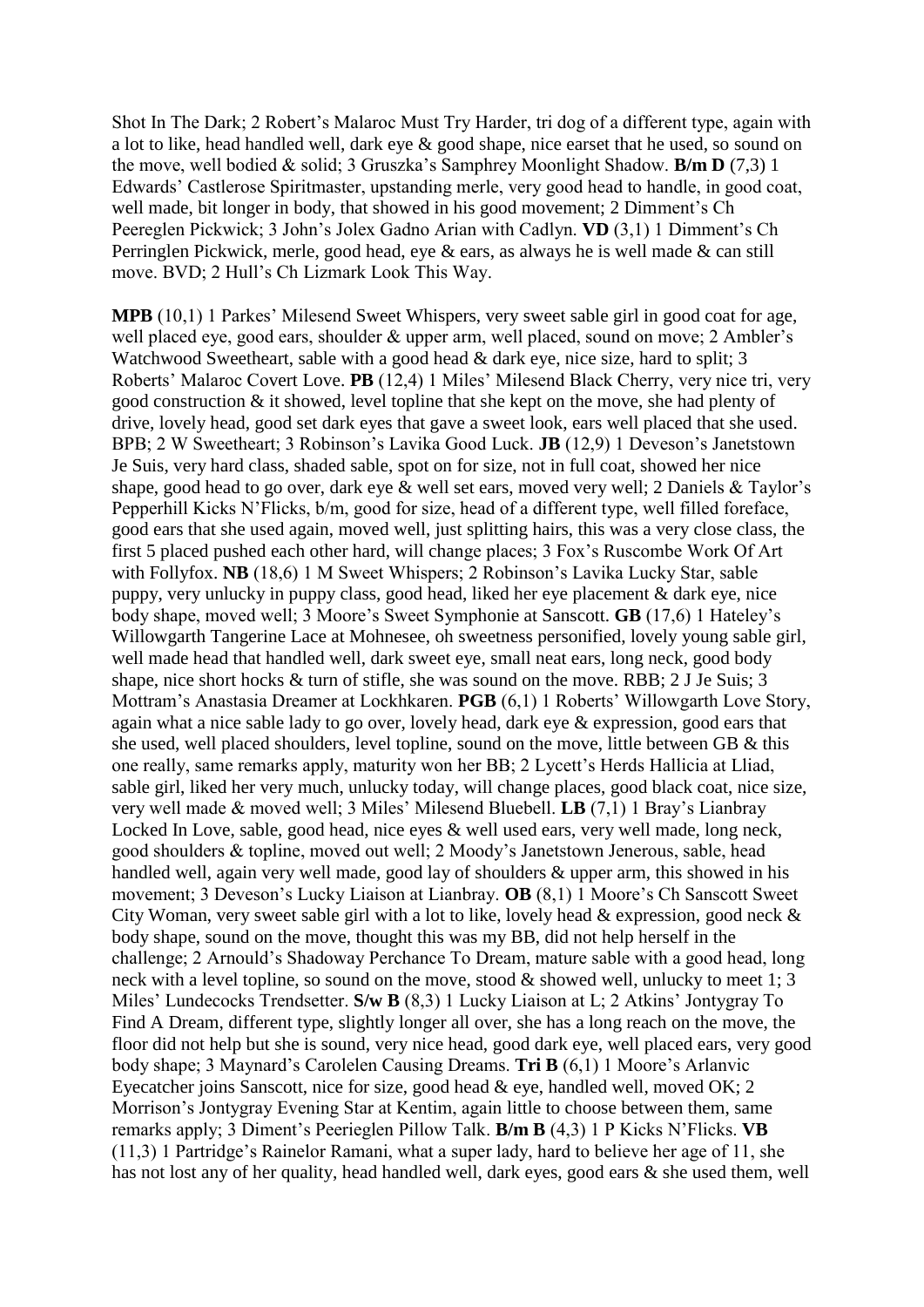Shot In The Dark; 2 Robert's Malaroc Must Try Harder, tri dog of a different type, again with a lot to like, head handled well, dark eye & good shape, nice earset that he used, so sound on the move, well bodied & solid; 3 Gruszka's Samphrey Moonlight Shadow. **B/m D** (7,3) 1 Edwards' Castlerose Spiritmaster, upstanding merle, very good head to handle, in good coat, well made, bit longer in body, that showed in his good movement; 2 Dimment's Ch Peereglen Pickwick; 3 John's Jolex Gadno Arian with Cadlyn. **VD** (3,1) 1 Dimment's Ch Perringlen Pickwick, merle, good head, eye & ears, as always he is well made & can still move. BVD; 2 Hull's Ch Lizmark Look This Way.

**MPB** (10,1) 1 Parkes' Milesend Sweet Whispers, very sweet sable girl in good coat for age, well placed eye, good ears, shoulder & upper arm, well placed, sound on move; 2 Ambler's Watchwood Sweetheart, sable with a good head & dark eye, nice size, hard to split; 3 Roberts' Malaroc Covert Love. **PB** (12,4) 1 Miles' Milesend Black Cherry, very nice tri, very good construction & it showed, level topline that she kept on the move, she had plenty of drive, lovely head, good set dark eyes that gave a sweet look, ears well placed that she used. BPB; 2 W Sweetheart; 3 Robinson's Lavika Good Luck. **JB** (12,9) 1 Deveson's Janetstown Je Suis, very hard class, shaded sable, spot on for size, not in full coat, showed her nice shape, good head to go over, dark eye & well set ears, moved very well; 2 Daniels & Taylor's Pepperhill Kicks N'Flicks, b/m, good for size, head of a different type, well filled foreface, good ears that she used again, moved well, just splitting hairs, this was a very close class, the first 5 placed pushed each other hard, will change places; 3 Fox's Ruscombe Work Of Art with Follyfox. **NB** (18,6) 1 M Sweet Whispers; 2 Robinson's Lavika Lucky Star, sable puppy, very unlucky in puppy class, good head, liked her eye placement & dark eye, nice body shape, moved well; 3 Moore's Sweet Symphonie at Sanscott. **GB** (17,6) 1 Hateley's Willowgarth Tangerine Lace at Mohnesee, oh sweetness personified, lovely young sable girl, well made head that handled well, dark sweet eye, small neat ears, long neck, good body shape, nice short hocks & turn of stifle, she was sound on the move. RBB; 2 J Je Suis; 3 Mottram's Anastasia Dreamer at Lockhkaren. **PGB** (6,1) 1 Roberts' Willowgarth Love Story, again what a nice sable lady to go over, lovely head, dark eye & expression, good ears that she used, well placed shoulders, level topline, sound on the move, little between GB & this one really, same remarks apply, maturity won her BB; 2 Lycett's Herds Hallicia at Lliad, sable girl, liked her very much, unlucky today, will change places, good black coat, nice size, very well made & moved well; 3 Miles' Milesend Bluebell. **LB** (7,1) 1 Bray's Lianbray Locked In Love, sable, good head, nice eyes & well used ears, very well made, long neck, good shoulders & topline, moved out well; 2 Moody's Janetstown Jenerous, sable, head handled well, again very well made, good lay of shoulders & upper arm, this showed in his movement; 3 Deveson's Lucky Liaison at Lianbray. **OB** (8,1) 1 Moore's Ch Sanscott Sweet City Woman, very sweet sable girl with a lot to like, lovely head & expression, good neck & body shape, sound on the move, thought this was my BB, did not help herself in the challenge; 2 Arnould's Shadoway Perchance To Dream, mature sable with a good head, long neck with a level topline, so sound on the move, stood & showed well, unlucky to meet 1; 3 Miles' Lundecocks Trendsetter. **S/w B** (8,3) 1 Lucky Liaison at L; 2 Atkins' Jontygray To Find A Dream, different type, slightly longer all over, she has a long reach on the move, the floor did not help but she is sound, very nice head, good dark eye, well placed ears, very good body shape; 3 Maynard's Carolelen Causing Dreams. **Tri B** (6,1) 1 Moore's Arlanvic Eyecatcher joins Sanscott, nice for size, good head & eye, handled well, moved OK; 2 Morrison's Jontygray Evening Star at Kentim, again little to choose between them, same remarks apply; 3 Diment's Peerieglen Pillow Talk. **B/m B** (4,3) 1 P Kicks N'Flicks. **VB** (11,3) 1 Partridge's Rainelor Ramani, what a super lady, hard to believe her age of 11, she has not lost any of her quality, head handled well, dark eyes, good ears & she used them, well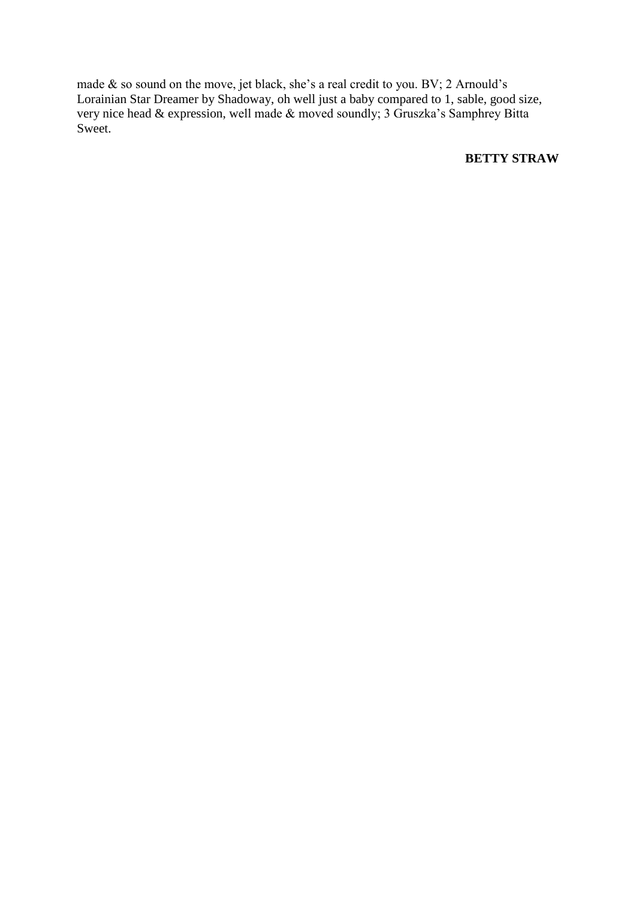made & so sound on the move, jet black, she's a real credit to you. BV; 2 Arnould's Lorainian Star Dreamer by Shadoway, oh well just a baby compared to 1, sable, good size, very nice head & expression, well made & moved soundly; 3 Gruszka's Samphrey Bitta Sweet.

**BETTY STRAW**